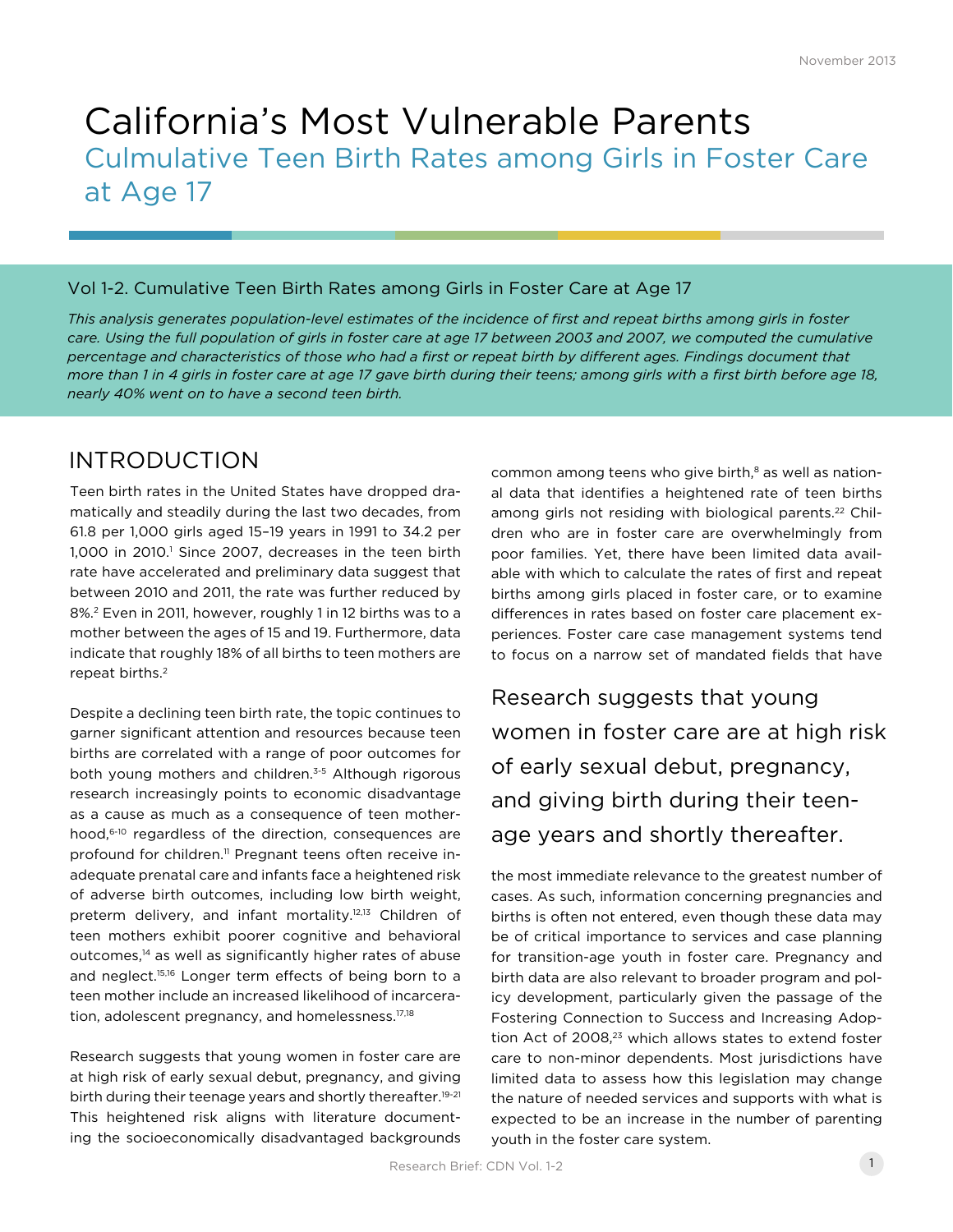November 2013

# California's Most Vulnerable Parents

## Culmulative Teen Birth Rates among Girls in Foster Care at Age 17

### Vol 1-2. Cumulative Teen Birth Rates among Girls in Foster Care at Age 17

*This analysis generates population-level estimates of the incidence of first and repeat births among girls in foster care. Using the full population of girls in foster care at age 17 between 2003 and 2007, we computed the cumulative percentage and characteristics of those who had a first or repeat birth by different ages. Findings document that more than 1 in 4 girls in foster care at age 17 gave birth during their teens; among girls with a first birth before age 18, nearly 40% went on to have a second teen birth.*

## INTRODUCTION

Teen birth rates in the United States have dropped dramatically and steadily during the last two decades, from 61.8 per 1,000 girls aged 15–19 years in 1991 to 34.2 per 1,000 in 2010.[1] Since 2007, decreases in the teen birth rate have accelerated and preliminary data suggest that between 2010 and 2011, the rate was further reduced by 8%.[2] Even in 2011, however, roughly 1 in 12 births was to a mother between the ages of 15 and 19. Furthermore, data indicate that roughly 18% of all births to teen mothers are repeat births.[2]

Despite a declining teen birth rate, the topic continues to garner significant attention and resources because teen births are correlated with a range of poor outcomes for both young mothers and children.[3-5] Although rigorous research increasingly points to economic disadvantage as a cause as much as a consequence of teen motherhood,[6-10] regardless of the direction, consequences are profound for children.[11] Pregnant teens often receive inadequate prenatal care and infants face a heightened risk of adverse birth outcomes, including low birth weight, preterm delivery, and infant mortality.[12,13] Children of teen mothers exhibit poorer cognitive and behavioral outcomes,[14] as well as significantly higher rates of abuse and neglect.[15,16] Longer term effects of being born to a teen mother include an increased likelihood of incarceration, adolescent pregnancy, and homelessness.[17,18]

Research suggests that young women in foster care are at high risk of early sexual debut, pregnancy, and giving birth during their teenage years and shortly thereafter.[19-21] This heightened risk aligns with literature documenting the socioeconomically disadvantaged backgrounds common among teens who give birth,[8] as well as national data that identifies a heightened rate of teen births among girls not residing with biological parents.[22] Children who are in foster care are overwhelmingly from poor families. Yet, there have been limited data available with which to calculate the rates of first and repeat births among girls placed in foster care, or to examine differences in rates based on foster care placement experiences. Foster care case management systems tend to focus on a narrow set of mandated fields that have the most immediate relevance to the greatest number of cases. As such, information concerning pregnancies and births is often not entered, even though these data may be of critical importance to services and case planning for transition-age youth in foster care. Pregnancy and birth data are also relevant to broader program and policy development, particularly given the passage of the Fostering Connection to Success and Increasing Adoption Act of 2008,[23] which allows states to extend foster care to non-minor dependents. Most jurisdictions have limited data to assess how this legislation may change the nature of needed services and supports with what is expected to be an increase in the number of parenting youth in the foster care system.

> Research suggests that young women in foster care are at high risk of early sexual debut, pregnancy, and giving birth during their teenage years and shortly thereafter.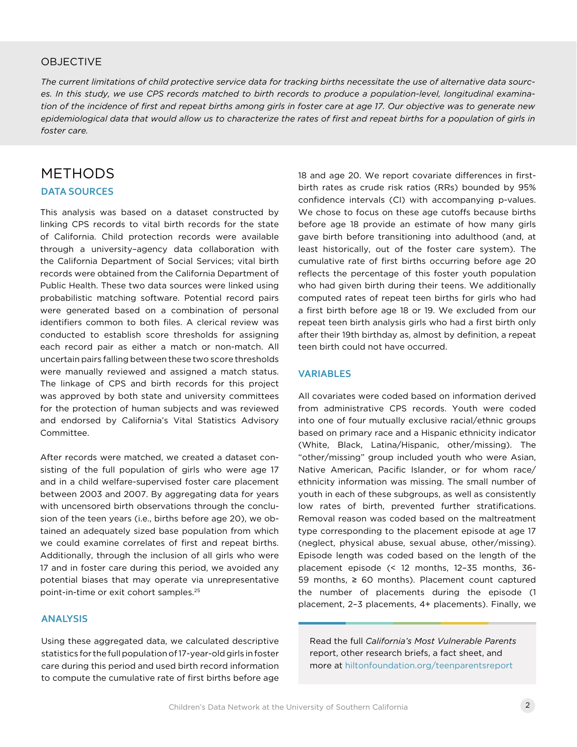## OBJECTIVE

*The current limitations of child protective service data for tracking births necessitate the use of alternative data sources. In this study, we use CPS records matched to birth records to produce a population-level, longitudinal examination of the incidence of first and repeat births among girls in foster care at age 17. Our objective was to generate new epidemiological data that would allow us to characterize the rates of first and repeat births for a population of girls in foster care.*

# METHODS

### DATA SOURCES

This analysis was based on a dataset constructed by linking CPS records to vital birth records for the state of California. Child protection records were available through a university–agency data collaboration with the California Department of Social Services; vital birth records were obtained from the California Department of Public Health. These two data sources were linked using probabilistic matching software. Potential record pairs were generated based on a combination of personal identifiers common to both files. A clerical review was conducted to establish score thresholds for assigning each record pair as either a match or non-match. All uncertain pairs falling between these two score thresholds were manually reviewed and assigned a match status. The linkage of CPS and birth records for this project was approved by both state and university committees for the protection of human subjects and was reviewed and endorsed by California's Vital Statistics Advisory Committee.

After records were matched, we created a dataset consisting of the full population of girls who were age 17 and in a child welfare-supervised foster care placement between 2003 and 2007. By aggregating data for years with uncensored birth observations through the conclusion of the teen years (i.e., births before age 20), we obtained an adequately sized base population from which we could examine correlates of first and repeat births. Additionally, through the inclusion of all girls who were 17 and in foster care during this period, we avoided any potential biases that may operate via unrepresentative point-in-time or exit cohort samples.[25]

### ANALYSIS

Using these aggregated data, we calculated descriptive statistics for the full population of 17-year-old girls in foster care during this period and used birth record information to compute the cumulative rate of first births before age 18 and age 20. We report covariate differences in first-birth rates as crude risk ratios (RRs) bounded by 95% confidence intervals (CI) with accompanying p-values. We chose to focus on these age cutoffs because births before age 18 provide an estimate of how many girls gave birth before transitioning into adulthood (and, at least historically, out of the foster care system). The cumulative rate of first births occurring before age 20 reflects the percentage of this foster youth population who had given birth during their teens. We additionally computed rates of repeat teen births for girls who had a first birth before age 18 or 19. We excluded from our repeat teen birth analysis girls who had a first birth only after their 19th birthday as, almost by definition, a repeat teen birth could not have occurred.

### VARIABLES

All covariates were coded based on information derived from administrative CPS records. Youth were coded into one of four mutually exclusive racial/ethnic groups based on primary race and a Hispanic ethnicity indicator (White, Black, Latina/Hispanic, other/missing). The "other/missing" group included youth who were Asian, Native American, Pacific Islander, or for whom race/ethnicity information was missing. The small number of youth in each of these subgroups, as well as consistently low rates of birth, prevented further stratifications. Removal reason was coded based on the maltreatment type corresponding to the placement episode at age 17 (neglect, physical abuse, sexual abuse, other/missing). Episode length was coded based on the length of the placement episode (< 12 months, 12–35 months, 36-59 months, ≥ 60 months). Placement count captured the number of placements during the episode (1 placement, 2–3 placements, 4+ placements). Finally, we

Read the full *California's Most Vulnerable Parents* report, other research briefs, a fact sheet, and more at hiltonfoundation.org/teenparentsreport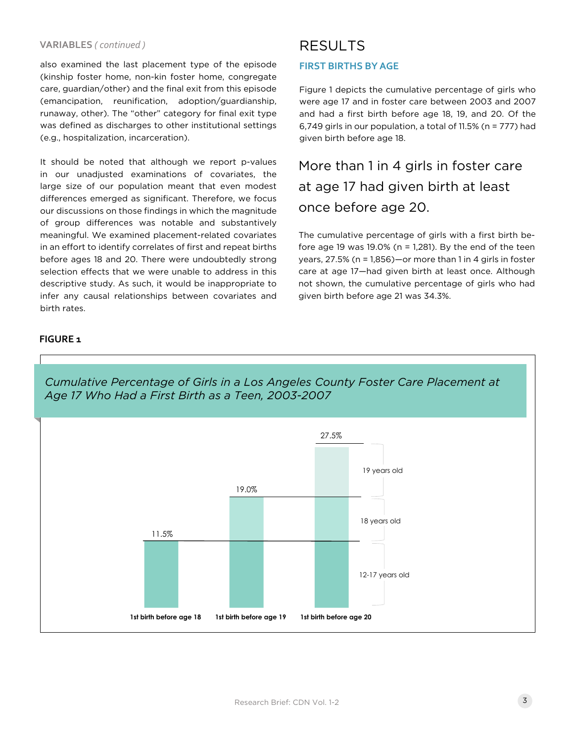### VARIABLES *( continued )*

also examined the last placement type of the episode (kinship foster home, non-kin foster home, congregate care, guardian/other) and the final exit from this episode (emancipation, reunification, adoption/guardianship, runaway, other). The "other" category for final exit type was defined as discharges to other institutional settings (e.g., hospitalization, incarceration).

It should be noted that although we report p-values in our unadjusted examinations of covariates, the large size of our population meant that even modest differences emerged as significant. Therefore, we focus our discussions on those findings in which the magnitude of group differences was notable and substantively meaningful. We examined placement-related covariates in an effort to identify correlates of first and repeat births before ages 18 and 20. There were undoubtedly strong selection effects that we were unable to address in this descriptive study. As such, it would be inappropriate to infer any causal relationships between covariates and birth rates.

# RESULTS

### FIRST BIRTHS BY AGE

Figure 1 depicts the cumulative percentage of girls who were age 17 and in foster care between 2003 and 2007 and had a first birth before age 18, 19, and 20. Of the 6,749 girls in our population, a total of 11.5% (n = 777) had given birth before age 18.

> More than 1 in 4 girls in foster care at age 17 had given birth at least once before age 20.

The cumulative percentage of girls with a first birth before age 19 was 19.0% (n = 1,281). By the end of the teen years, 27.5% (n = 1,856)—or more than 1 in 4 girls in foster care at age 17—had given birth at least once. Although not shown, the cumulative percentage of girls who had given birth before age 21 was 34.3%.

**FIGURE 1**

*Cumulative Percentage of Girls in a Los Angeles County Foster Care Placement at Age 17 Who Had a First Birth as a Teen, 2003-2007*

| | 1st birth before age 18 | 1st birth before age 19 | 1st birth before age 20 |
|---|---|---|---|
| Cumulative percentage | 11.5% | 19.0% | 27.5% |

Age at first birth segments: 12-17 years old; 18 years old; 19 years old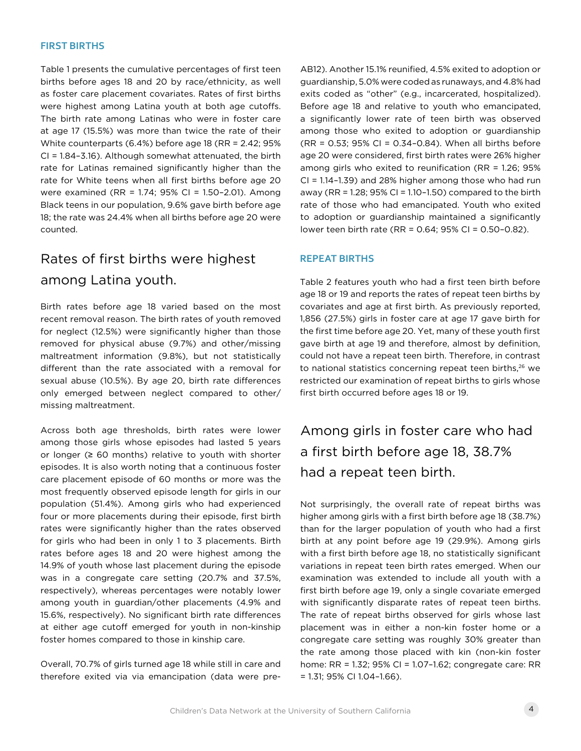## FIRST BIRTHS

Table 1 presents the cumulative percentages of first teen births before ages 18 and 20 by race/ethnicity, as well as foster care placement covariates. Rates of first births were highest among Latina youth at both age cutoffs. The birth rate among Latinas who were in foster care at age 17 (15.5%) was more than twice the rate of their White counterparts (6.4%) before age 18 (RR = 2.42; 95% CI = 1.84–3.16). Although somewhat attenuated, the birth rate for Latinas remained significantly higher than the rate for White teens when all first births before age 20 were examined (RR = 1.74; 95% CI = 1.50–2.01). Among Black teens in our population, 9.6% gave birth before age 18; the rate was 24.4% when all births before age 20 were counted.

> Rates of first births were highest among Latina youth.

Birth rates before age 18 varied based on the most recent removal reason. The birth rates of youth removed for neglect (12.5%) were significantly higher than those removed for physical abuse (9.7%) and other/missing maltreatment information (9.8%), but not statistically different than the rate associated with a removal for sexual abuse (10.5%). By age 20, birth rate differences only emerged between neglect compared to other/missing maltreatment.

Across both age thresholds, birth rates were lower among those girls whose episodes had lasted 5 years or longer (≥ 60 months) relative to youth with shorter episodes. It is also worth noting that a continuous foster care placement episode of 60 months or more was the most frequently observed episode length for girls in our population (51.4%). Among girls who had experienced four or more placements during their episode, first birth rates were significantly higher than the rates observed for girls who had been in only 1 to 3 placements. Birth rates before ages 18 and 20 were highest among the 14.9% of youth whose last placement during the episode was in a congregate care setting (20.7% and 37.5%, respectively), whereas percentages were notably lower among youth in guardian/other placements (4.9% and 15.6%, respectively). No significant birth rate differences at either age cutoff emerged for youth in non-kinship foster homes compared to those in kinship care.

Overall, 70.7% of girls turned age 18 while still in care and therefore exited via via emancipation (data were pre-AB12). Another 15.1% reunified, 4.5% exited to adoption or guardianship, 5.0% were coded as runaways, and 4.8% had exits coded as "other" (e.g., incarcerated, hospitalized). Before age 18 and relative to youth who emancipated, a significantly lower rate of teen birth was observed among those who exited to adoption or guardianship (RR = 0.53; 95% CI = 0.34–0.84). When all births before age 20 were considered, first birth rates were 26% higher among girls who exited to reunification (RR = 1.26; 95% CI = 1.14–1.39) and 28% higher among those who had run away (RR = 1.28; 95% CI = 1.10–1.50) compared to the birth rate of those who had emancipated. Youth who exited to adoption or guardianship maintained a significantly lower teen birth rate (RR = 0.64; 95% CI = 0.50–0.82).

## REPEAT BIRTHS

Table 2 features youth who had a first teen birth before age 18 or 19 and reports the rates of repeat teen births by covariates and age at first birth. As previously reported, 1,856 (27.5%) girls in foster care at age 17 gave birth for the first time before age 20. Yet, many of these youth first gave birth at age 19 and therefore, almost by definition, could not have a repeat teen birth. Therefore, in contrast to national statistics concerning repeat teen births,[26] we restricted our examination of repeat births to girls whose first birth occurred before ages 18 or 19.

> Among girls in foster care who had a first birth before age 18, 38.7% had a repeat teen birth.

Not surprisingly, the overall rate of repeat births was higher among girls with a first birth before age 18 (38.7%) than for the larger population of youth who had a first birth at any point before age 19 (29.9%). Among girls with a first birth before age 18, no statistically significant variations in repeat teen birth rates emerged. When our examination was extended to include all youth with a first birth before age 19, only a single covariate emerged with significantly disparate rates of repeat teen births. The rate of repeat births observed for girls whose last placement was in either a non-kin foster home or a congregate care setting was roughly 30% greater than the rate among those placed with kin (non-kin foster home: RR = 1.32; 95% CI = 1.07–1.62; congregate care: RR = 1.31; 95% CI 1.04–1.66).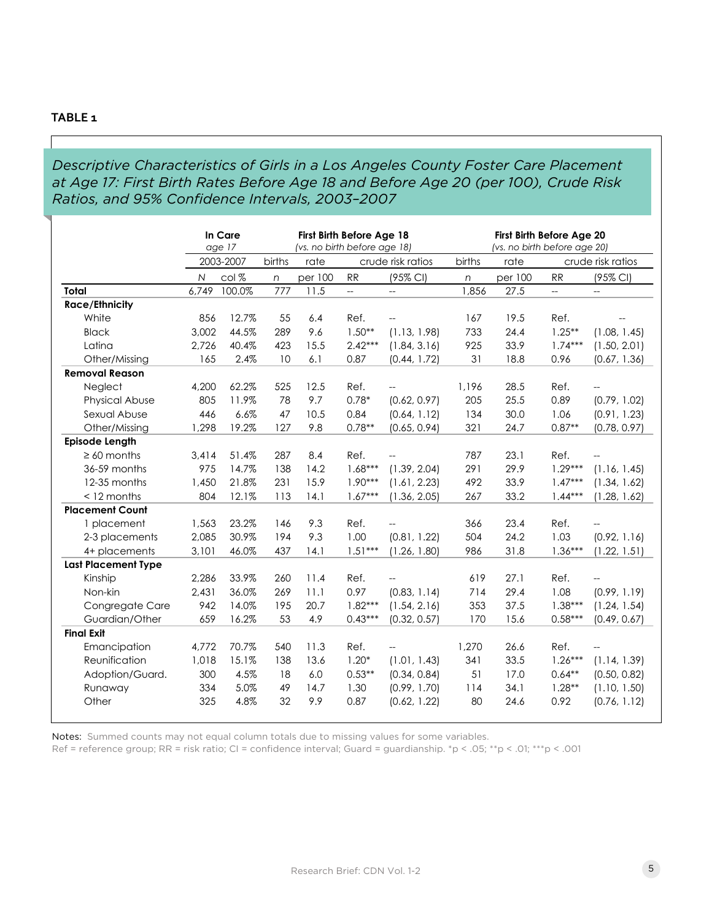**TABLE 1**

*Descriptive Characteristics of Girls in a Los Angeles County Foster Care Placement at Age 17: First Birth Rates Before Age 18 and Before Age 20 (per 100), Crude Risk Ratios, and 95% Confidence Intervals, 2003–2007*

| | In Care *age 17* | | First Birth Before Age 18 *(vs. no birth before age 18)* | | | | First Birth Before Age 20 *(vs. no birth before age 20)* | | | |
|---|---|---|---|---|---|---|---|---|---|---|
| | 2003-2007 | | births | rate | crude risk ratios | | births | rate | crude risk ratios | |
| | *N* | col % | *n* | per 100 | RR | (95% CI) | *n* | per 100 | RR | (95% CI) |
| **Total** | 6,749 | 100.0% | 777 | 11.5 | -- | -- | 1,856 | 27.5 | -- | -- |
| **Race/Ethnicity** | | | | | | | | | | |
| White | 856 | 12.7% | 55 | 6.4 | Ref. | -- | 167 | 19.5 | Ref. | -- |
| Black | 3,002 | 44.5% | 289 | 9.6 | 1.50** | (1.13, 1.98) | 733 | 24.4 | 1.25** | (1.08, 1.45) |
| Latina | 2,726 | 40.4% | 423 | 15.5 | 2.42*** | (1.84, 3.16) | 925 | 33.9 | 1.74*** | (1.50, 2.01) |
| Other/Missing | 165 | 2.4% | 10 | 6.1 | 0.87 | (0.44, 1.72) | 31 | 18.8 | 0.96 | (0.67, 1.36) |
| **Removal Reason** | | | | | | | | | | |
| Neglect | 4,200 | 62.2% | 525 | 12.5 | Ref. | -- | 1,196 | 28.5 | Ref. | -- |
| Physical Abuse | 805 | 11.9% | 78 | 9.7 | 0.78* | (0.62, 0.97) | 205 | 25.5 | 0.89 | (0.79, 1.02) |
| Sexual Abuse | 446 | 6.6% | 47 | 10.5 | 0.84 | (0.64, 1.12) | 134 | 30.0 | 1.06 | (0.91, 1.23) |
| Other/Missing | 1,298 | 19.2% | 127 | 9.8 | 0.78** | (0.65, 0.94) | 321 | 24.7 | 0.87** | (0.78, 0.97) |
| **Episode Length** | | | | | | | | | | |
| ≥ 60 months | 3,414 | 51.4% | 287 | 8.4 | Ref. | -- | 787 | 23.1 | Ref. | -- |
| 36-59 months | 975 | 14.7% | 138 | 14.2 | 1.68*** | (1.39, 2.04) | 291 | 29.9 | 1.29*** | (1.16, 1.45) |
| 12-35 months | 1,450 | 21.8% | 231 | 15.9 | 1.90*** | (1.61, 2.23) | 492 | 33.9 | 1.47*** | (1.34, 1.62) |
| < 12 months | 804 | 12.1% | 113 | 14.1 | 1.67*** | (1.36, 2.05) | 267 | 33.2 | 1.44*** | (1.28, 1.62) |
| **Placement Count** | | | | | | | | | | |
| 1 placement | 1,563 | 23.2% | 146 | 9.3 | Ref. | -- | 366 | 23.4 | Ref. | -- |
| 2-3 placements | 2,085 | 30.9% | 194 | 9.3 | 1.00 | (0.81, 1.22) | 504 | 24.2 | 1.03 | (0.92, 1.16) |
| 4+ placements | 3,101 | 46.0% | 437 | 14.1 | 1.51*** | (1.26, 1.80) | 986 | 31.8 | 1.36*** | (1.22, 1.51) |
| **Last Placement Type** | | | | | | | | | | |
| Kinship | 2,286 | 33.9% | 260 | 11.4 | Ref. | -- | 619 | 27.1 | Ref. | -- |
| Non-kin | 2,431 | 36.0% | 269 | 11.1 | 0.97 | (0.83, 1.14) | 714 | 29.4 | 1.08 | (0.99, 1.19) |
| Congregate Care | 942 | 14.0% | 195 | 20.7 | 1.82*** | (1.54, 2.16) | 353 | 37.5 | 1.38*** | (1.24, 1.54) |
| Guardian/Other | 659 | 16.2% | 53 | 4.9 | 0.43*** | (0.32, 0.57) | 170 | 15.6 | 0.58*** | (0.49, 0.67) |
| **Final Exit** | | | | | | | | | | |
| Emancipation | 4,772 | 70.7% | 540 | 11.3 | Ref. | -- | 1,270 | 26.6 | Ref. | -- |
| Reunification | 1,018 | 15.1% | 138 | 13.6 | 1.20* | (1.01, 1.43) | 341 | 33.5 | 1.26*** | (1.14, 1.39) |
| Adoption/Guard. | 300 | 4.5% | 18 | 6.0 | 0.53** | (0.34, 0.84) | 51 | 17.0 | 0.64** | (0.50, 0.82) |
| Runaway | 334 | 5.0% | 49 | 14.7 | 1.30 | (0.99, 1.70) | 114 | 34.1 | 1.28** | (1.10, 1.50) |
| Other | 325 | 4.8% | 32 | 9.9 | 0.87 | (0.62, 1.22) | 80 | 24.6 | 0.92 | (0.76, 1.12) |

Notes: Summed counts may not equal column totals due to missing values for some variables.
Ref = reference group; RR = risk ratio; CI = confidence interval; Guard = guardianship. *p < .05; **p < .01; ***p < .001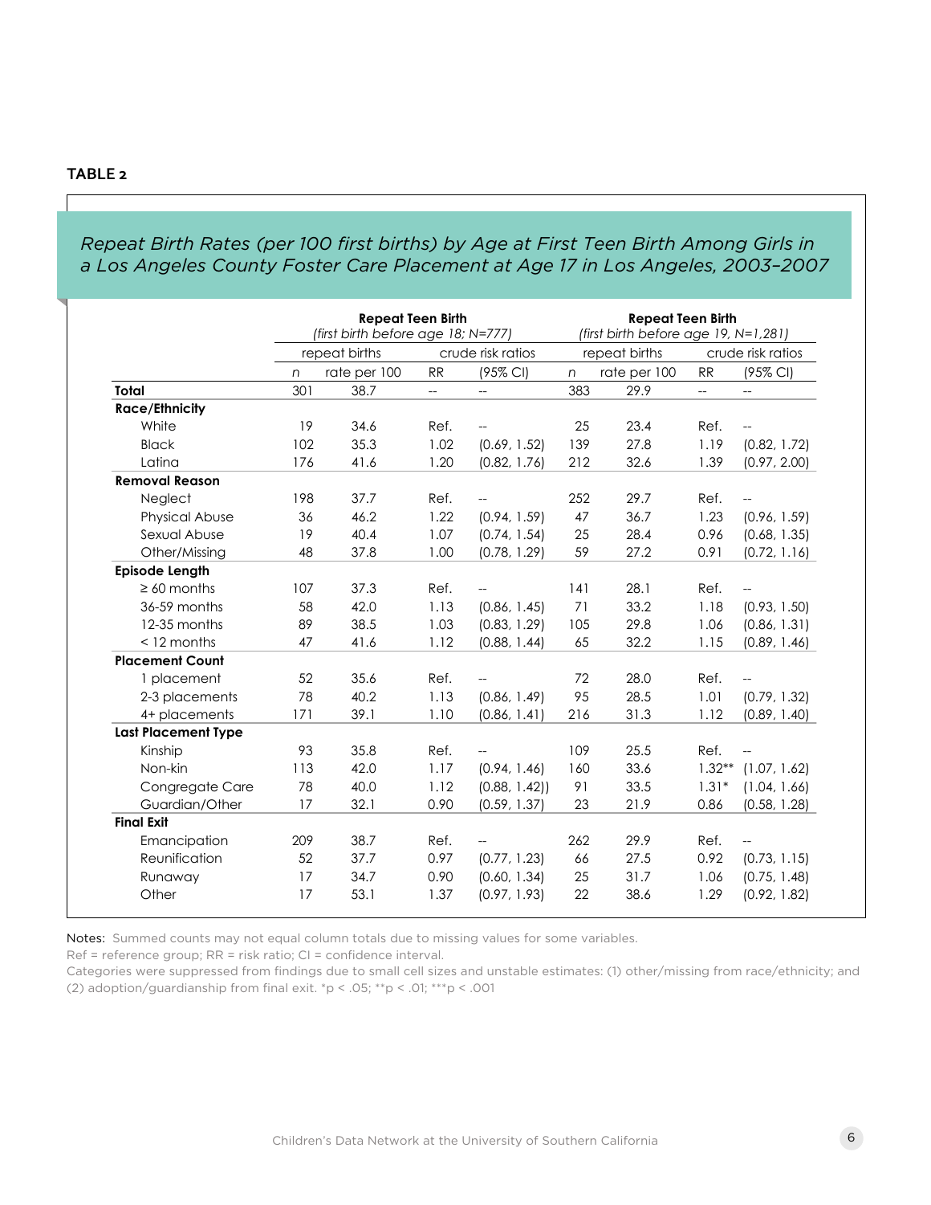## TABLE 2

*Repeat Birth Rates (per 100 first births) by Age at First Teen Birth Among Girls in a Los Angeles County Foster Care Placement at Age 17 in Los Angeles, 2003–2007*

| | Repeat Teen Birth (first birth before age 18; N=777) | | | | Repeat Teen Birth (first birth before age 19, N=1,281) | | | |
|---|---|---|---|---|---|---|---|---|
| | repeat births | | crude risk ratios | | repeat births | | crude risk ratios | |
| | n | rate per 100 | RR | (95% CI) | n | rate per 100 | RR | (95% CI) |
| **Total** | 301 | 38.7 | -- | -- | 383 | 29.9 | -- | -- |
| **Race/Ethnicity** | | | | | | | | |
| White | 19 | 34.6 | Ref. | -- | 25 | 23.4 | Ref. | -- |
| Black | 102 | 35.3 | 1.02 | (0.69, 1.52) | 139 | 27.8 | 1.19 | (0.82, 1.72) |
| Latina | 176 | 41.6 | 1.20 | (0.82, 1.76) | 212 | 32.6 | 1.39 | (0.97, 2.00) |
| **Removal Reason** | | | | | | | | |
| Neglect | 198 | 37.7 | Ref. | -- | 252 | 29.7 | Ref. | -- |
| Physical Abuse | 36 | 46.2 | 1.22 | (0.94, 1.59) | 47 | 36.7 | 1.23 | (0.96, 1.59) |
| Sexual Abuse | 19 | 40.4 | 1.07 | (0.74, 1.54) | 25 | 28.4 | 0.96 | (0.68, 1.35) |
| Other/Missing | 48 | 37.8 | 1.00 | (0.78, 1.29) | 59 | 27.2 | 0.91 | (0.72, 1.16) |
| **Episode Length** | | | | | | | | |
| ≥ 60 months | 107 | 37.3 | Ref. | -- | 141 | 28.1 | Ref. | -- |
| 36-59 months | 58 | 42.0 | 1.13 | (0.86, 1.45) | 71 | 33.2 | 1.18 | (0.93, 1.50) |
| 12-35 months | 89 | 38.5 | 1.03 | (0.83, 1.29) | 105 | 29.8 | 1.06 | (0.86, 1.31) |
| < 12 months | 47 | 41.6 | 1.12 | (0.88, 1.44) | 65 | 32.2 | 1.15 | (0.89, 1.46) |
| **Placement Count** | | | | | | | | |
| 1 placement | 52 | 35.6 | Ref. | -- | 72 | 28.0 | Ref. | -- |
| 2-3 placements | 78 | 40.2 | 1.13 | (0.86, 1.49) | 95 | 28.5 | 1.01 | (0.79, 1.32) |
| 4+ placements | 171 | 39.1 | 1.10 | (0.86, 1.41) | 216 | 31.3 | 1.12 | (0.89, 1.40) |
| **Last Placement Type** | | | | | | | | |
| Kinship | 93 | 35.8 | Ref. | -- | 109 | 25.5 | Ref. | -- |
| Non-kin | 113 | 42.0 | 1.17 | (0.94, 1.46) | 160 | 33.6 | 1.32** | (1.07, 1.62) |
| Congregate Care | 78 | 40.0 | 1.12 | (0.88, 1.42)) | 91 | 33.5 | 1.31* | (1.04, 1.66) |
| Guardian/Other | 17 | 32.1 | 0.90 | (0.59, 1.37) | 23 | 21.9 | 0.86 | (0.58, 1.28) |
| **Final Exit** | | | | | | | | |
| Emancipation | 209 | 38.7 | Ref. | -- | 262 | 29.9 | Ref. | -- |
| Reunification | 52 | 37.7 | 0.97 | (0.77, 1.23) | 66 | 27.5 | 0.92 | (0.73, 1.15) |
| Runaway | 17 | 34.7 | 0.90 | (0.60, 1.34) | 25 | 31.7 | 1.06 | (0.75, 1.48) |
| Other | 17 | 53.1 | 1.37 | (0.97, 1.93) | 22 | 38.6 | 1.29 | (0.92, 1.82) |

Notes: Summed counts may not equal column totals due to missing values for some variables.
Ref = reference group; RR = risk ratio; CI = confidence interval.
Categories were suppressed from findings due to small cell sizes and unstable estimates: (1) other/missing from race/ethnicity; and (2) adoption/guardianship from final exit. *p < .05; **p < .01; ***p < .001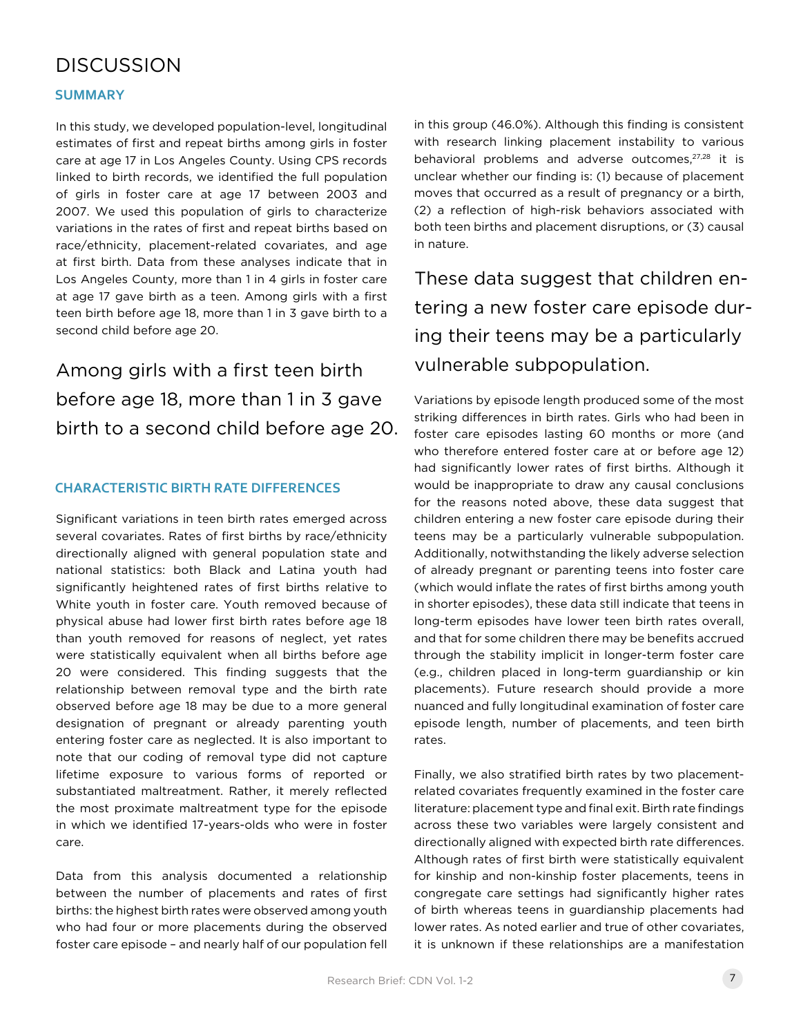# DISCUSSION

## SUMMARY

In this study, we developed population-level, longitudinal estimates of first and repeat births among girls in foster care at age 17 in Los Angeles County. Using CPS records linked to birth records, we identified the full population of girls in foster care at age 17 between 2003 and 2007. We used this population of girls to characterize variations in the rates of first and repeat births based on race/ethnicity, placement-related covariates, and age at first birth. Data from these analyses indicate that in Los Angeles County, more than 1 in 4 girls in foster care at age 17 gave birth as a teen. Among girls with a first teen birth before age 18, more than 1 in 3 gave birth to a second child before age 20.

> Among girls with a first teen birth before age 18, more than 1 in 3 gave birth to a second child before age 20.

## CHARACTERISTIC BIRTH RATE DIFFERENCES

Significant variations in teen birth rates emerged across several covariates. Rates of first births by race/ethnicity directionally aligned with general population state and national statistics: both Black and Latina youth had significantly heightened rates of first births relative to White youth in foster care. Youth removed because of physical abuse had lower first birth rates before age 18 than youth removed for reasons of neglect, yet rates were statistically equivalent when all births before age 20 were considered. This finding suggests that the relationship between removal type and the birth rate observed before age 18 may be due to a more general designation of pregnant or already parenting youth entering foster care as neglected. It is also important to note that our coding of removal type did not capture lifetime exposure to various forms of reported or substantiated maltreatment. Rather, it merely reflected the most proximate maltreatment type for the episode in which we identified 17-years-olds who were in foster care.

Data from this analysis documented a relationship between the number of placements and rates of first births: the highest birth rates were observed among youth who had four or more placements during the observed foster care episode – and nearly half of our population fell in this group (46.0%). Although this finding is consistent with research linking placement instability to various behavioral problems and adverse outcomes,[27,28] it is unclear whether our finding is: (1) because of placement moves that occurred as a result of pregnancy or a birth, (2) a reflection of high-risk behaviors associated with both teen births and placement disruptions, or (3) causal in nature.

> These data suggest that children entering a new foster care episode during their teens may be a particularly vulnerable subpopulation.

Variations by episode length produced some of the most striking differences in birth rates. Girls who had been in foster care episodes lasting 60 months or more (and who therefore entered foster care at or before age 12) had significantly lower rates of first births. Although it would be inappropriate to draw any causal conclusions for the reasons noted above, these data suggest that children entering a new foster care episode during their teens may be a particularly vulnerable subpopulation. Additionally, notwithstanding the likely adverse selection of already pregnant or parenting teens into foster care (which would inflate the rates of first births among youth in shorter episodes), these data still indicate that teens in long-term episodes have lower teen birth rates overall, and that for some children there may be benefits accrued through the stability implicit in longer-term foster care (e.g., children placed in long-term guardianship or kin placements). Future research should provide a more nuanced and fully longitudinal examination of foster care episode length, number of placements, and teen birth rates.

Finally, we also stratified birth rates by two placement-related covariates frequently examined in the foster care literature: placement type and final exit. Birth rate findings across these two variables were largely consistent and directionally aligned with expected birth rate differences. Although rates of first birth were statistically equivalent for kinship and non-kinship foster placements, teens in congregate care settings had significantly higher rates of birth whereas teens in guardianship placements had lower rates. As noted earlier and true of other covariates, it is unknown if these relationships are a manifestation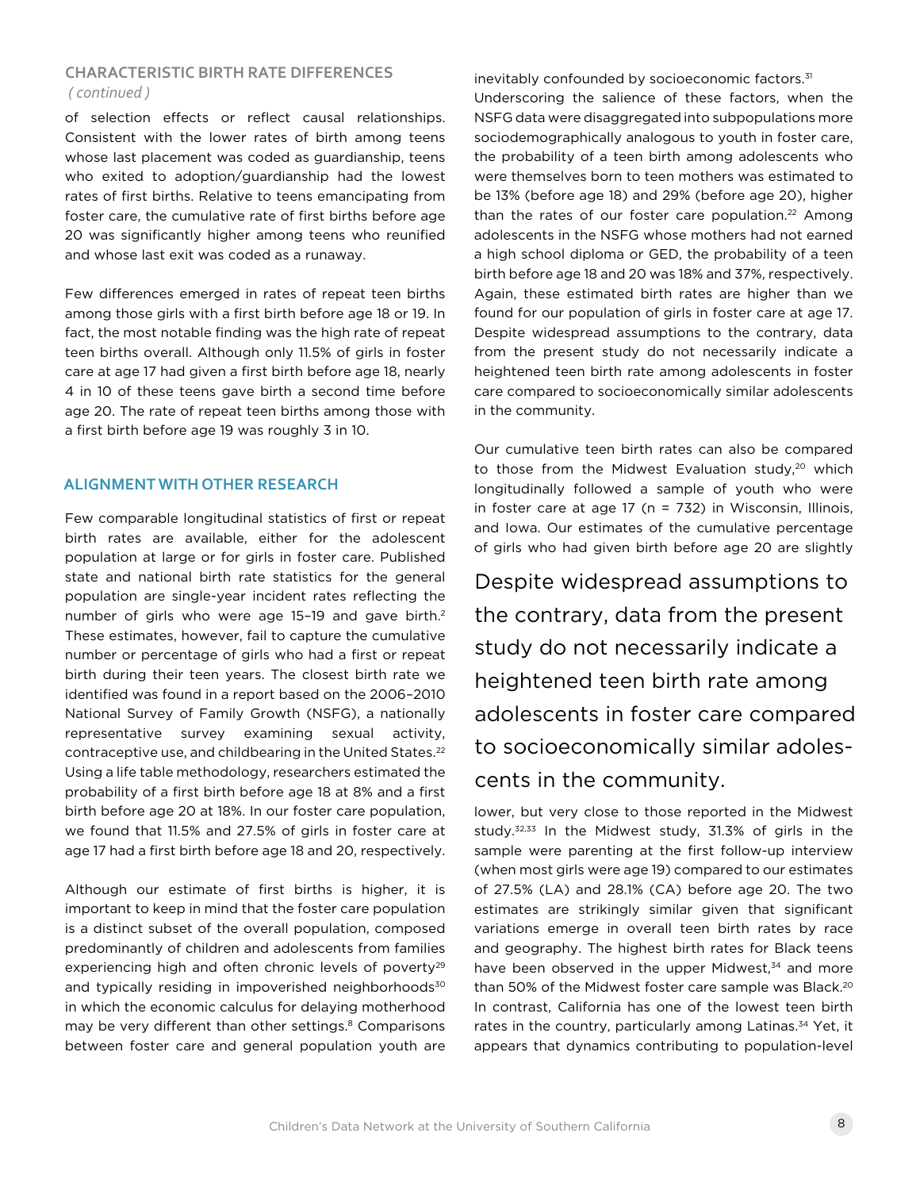## CHARACTERISTIC BIRTH RATE DIFFERENCES

*( continued )*

of selection effects or reflect causal relationships. Consistent with the lower rates of birth among teens whose last placement was coded as guardianship, teens who exited to adoption/guardianship had the lowest rates of first births. Relative to teens emancipating from foster care, the cumulative rate of first births before age 20 was significantly higher among teens who reunified and whose last exit was coded as a runaway.

Few differences emerged in rates of repeat teen births among those girls with a first birth before age 18 or 19. In fact, the most notable finding was the high rate of repeat teen births overall. Although only 11.5% of girls in foster care at age 17 had given a first birth before age 18, nearly 4 in 10 of these teens gave birth a second time before age 20. The rate of repeat teen births among those with a first birth before age 19 was roughly 3 in 10.

## ALIGNMENT WITH OTHER RESEARCH

Few comparable longitudinal statistics of first or repeat birth rates are available, either for the adolescent population at large or for girls in foster care. Published state and national birth rate statistics for the general population are single-year incident rates reflecting the number of girls who were age 15–19 and gave birth.[2] These estimates, however, fail to capture the cumulative number or percentage of girls who had a first or repeat birth during their teen years. The closest birth rate we identified was found in a report based on the 2006–2010 National Survey of Family Growth (NSFG), a nationally representative survey examining sexual activity, contraceptive use, and childbearing in the United States.[22] Using a life table methodology, researchers estimated the probability of a first birth before age 18 at 8% and a first birth before age 20 at 18%. In our foster care population, we found that 11.5% and 27.5% of girls in foster care at age 17 had a first birth before age 18 and 20, respectively.

Although our estimate of first births is higher, it is important to keep in mind that the foster care population is a distinct subset of the overall population, composed predominantly of children and adolescents from families experiencing high and often chronic levels of poverty[29] and typically residing in impoverished neighborhoods[30] in which the economic calculus for delaying motherhood may be very different than other settings.[8] Comparisons between foster care and general population youth are inevitably confounded by socioeconomic factors.[31] Underscoring the salience of these factors, when the NSFG data were disaggregated into subpopulations more sociodemographically analogous to youth in foster care, the probability of a teen birth among adolescents who were themselves born to teen mothers was estimated to be 13% (before age 18) and 29% (before age 20), higher than the rates of our foster care population.[22] Among adolescents in the NSFG whose mothers had not earned a high school diploma or GED, the probability of a teen birth before age 18 and 20 was 18% and 37%, respectively. Again, these estimated birth rates are higher than we found for our population of girls in foster care at age 17. Despite widespread assumptions to the contrary, data from the present study do not necessarily indicate a heightened teen birth rate among adolescents in foster care compared to socioeconomically similar adolescents in the community.

Our cumulative teen birth rates can also be compared to those from the Midwest Evaluation study,[20] which longitudinally followed a sample of youth who were in foster care at age 17 (n = 732) in Wisconsin, Illinois, and Iowa. Our estimates of the cumulative percentage of girls who had given birth before age 20 are slightly lower, but very close to those reported in the Midwest study.[32,33] In the Midwest study, 31.3% of girls in the sample were parenting at the first follow-up interview (when most girls were age 19) compared to our estimates of 27.5% (LA) and 28.1% (CA) before age 20. The two estimates are strikingly similar given that significant variations emerge in overall teen birth rates by race and geography. The highest birth rates for Black teens have been observed in the upper Midwest,[34] and more than 50% of the Midwest foster care sample was Black.[20] In contrast, California has one of the lowest teen birth rates in the country, particularly among Latinas.[34] Yet, it appears that dynamics contributing to population-level

> Despite widespread assumptions to the contrary, data from the present study do not necessarily indicate a heightened teen birth rate among adolescents in foster care compared to socioeconomically similar adolescents in the community.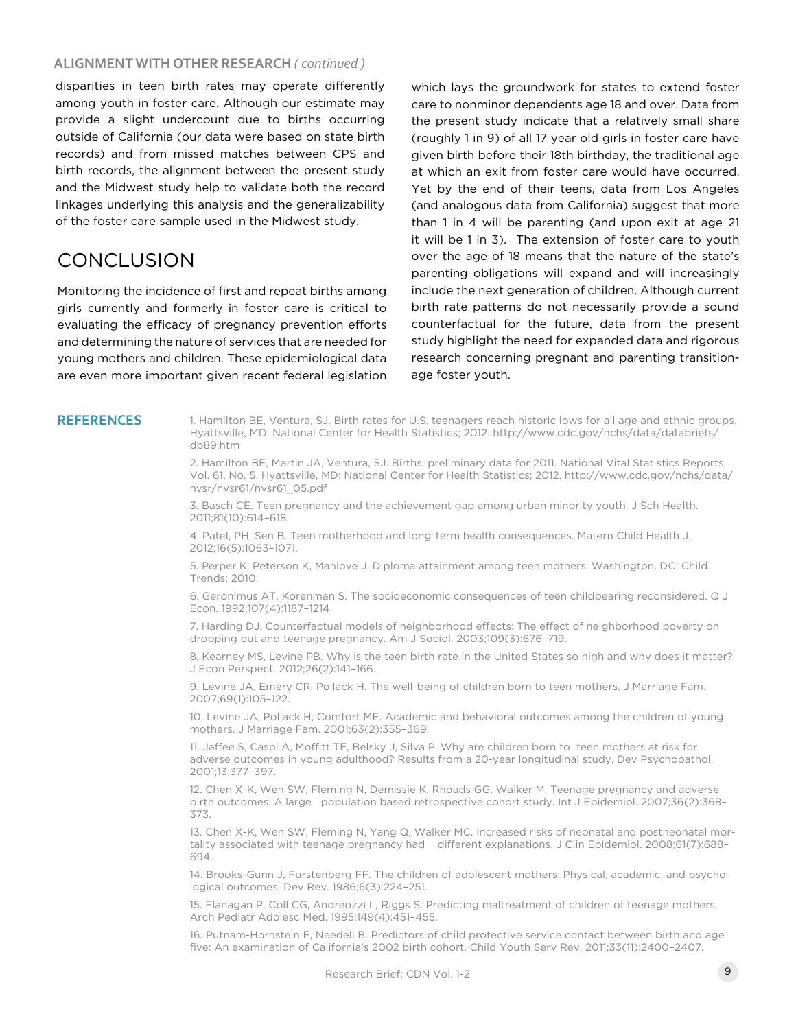## ALIGNMENT WITH OTHER RESEARCH *( continued )*

disparities in teen birth rates may operate differently among youth in foster care. Although our estimate may provide a slight undercount due to births occurring outside of California (our data were based on state birth records) and from missed matches between CPS and birth records, the alignment between the present study and the Midwest study help to validate both the record linkages underlying this analysis and the generalizability of the foster care sample used in the Midwest study.

# CONCLUSION

Monitoring the incidence of first and repeat births among girls currently and formerly in foster care is critical to evaluating the efficacy of pregnancy prevention efforts and determining the nature of services that are needed for young mothers and children. These epidemiological data are even more important given recent federal legislation which lays the groundwork for states to extend foster care to nonminor dependents age 18 and over. Data from the present study indicate that a relatively small share (roughly 1 in 9) of all 17 year old girls in foster care have given birth before their 18th birthday, the traditional age at which an exit from foster care would have occurred. Yet by the end of their teens, data from Los Angeles (and analogous data from California) suggest that more than 1 in 4 will be parenting (and upon exit at age 21 it will be 1 in 3). The extension of foster care to youth over the age of 18 means that the nature of the state's parenting obligations will expand and will increasingly include the next generation of children. Although current birth rate patterns do not necessarily provide a sound counterfactual for the future, data from the present study highlight the need for expanded data and rigorous research concerning pregnant and parenting transition-age foster youth.

## REFERENCES

1. Hamilton BE, Ventura, SJ. Birth rates for U.S. teenagers reach historic lows for all age and ethnic groups. Hyattsville, MD: National Center for Health Statistics; 2012. http://www.cdc.gov/nchs/data/databriefs/db89.htm

2. Hamilton BE, Martin JA, Ventura, SJ. Births: preliminary data for 2011. National Vital Statistics Reports, Vol. 61, No. 5. Hyattsville, MD: National Center for Health Statistics; 2012. http://www.cdc.gov/nchs/data/nvsr/nvsr61/nvsr61_05.pdf

3. Basch CE. Teen pregnancy and the achievement gap among urban minority youth. J Sch Health. 2011;81(10):614–618.

4. Patel, PH, Sen B. Teen motherhood and long-term health consequences. Matern Child Health J. 2012;16(5):1063–1071.

5. Perper K, Peterson K, Manlove J. Diploma attainment among teen mothers. Washington, DC: Child Trends; 2010.

6. Geronimus AT, Korenman S. The socioeconomic consequences of teen childbearing reconsidered. Q J Econ. 1992;107(4):1187–1214.

7. Harding DJ. Counterfactual models of neighborhood effects: The effect of neighborhood poverty on dropping out and teenage pregnancy. Am J Sociol. 2003;109(3):676–719.

8. Kearney MS, Levine PB. Why is the teen birth rate in the United States so high and why does it matter? J Econ Perspect. 2012;26(2):141–166.

9. Levine JA, Emery CR, Pollack H. The well-being of children born to teen mothers. J Marriage Fam. 2007;69(1):105–122.

10. Levine JA, Pollack H, Comfort ME. Academic and behavioral outcomes among the children of young mothers. J Marriage Fam. 2001;63(2):355–369.

11. Jaffee S, Caspi A, Moffitt TE, Belsky J, Silva P. Why are children born to teen mothers at risk for adverse outcomes in young adulthood? Results from a 20-year longitudinal study. Dev Psychopathol. 2001;13:377–397.

12. Chen X-K, Wen SW, Fleming N, Demissie K, Rhoads GG, Walker M. Teenage pregnancy and adverse birth outcomes: A large population based retrospective cohort study. Int J Epidemiol. 2007;36(2):368–373.

13. Chen X-K, Wen SW, Fleming N, Yang Q, Walker MC. Increased risks of neonatal and postneonatal mortality associated with teenage pregnancy had different explanations. J Clin Epidemiol. 2008;61(7):688–694.

14. Brooks-Gunn J, Furstenberg FF. The children of adolescent mothers: Physical, academic, and psychological outcomes. Dev Rev. 1986;6(3):224–251.

15. Flanagan P, Coll CG, Andreozzi L, Riggs S. Predicting maltreatment of children of teenage mothers. Arch Pediatr Adolesc Med. 1995;149(4):451–455.

16. Putnam-Hornstein E, Needell B. Predictors of child protective service contact between birth and age five: An examination of California's 2002 birth cohort. Child Youth Serv Rev. 2011;33(11):2400–2407.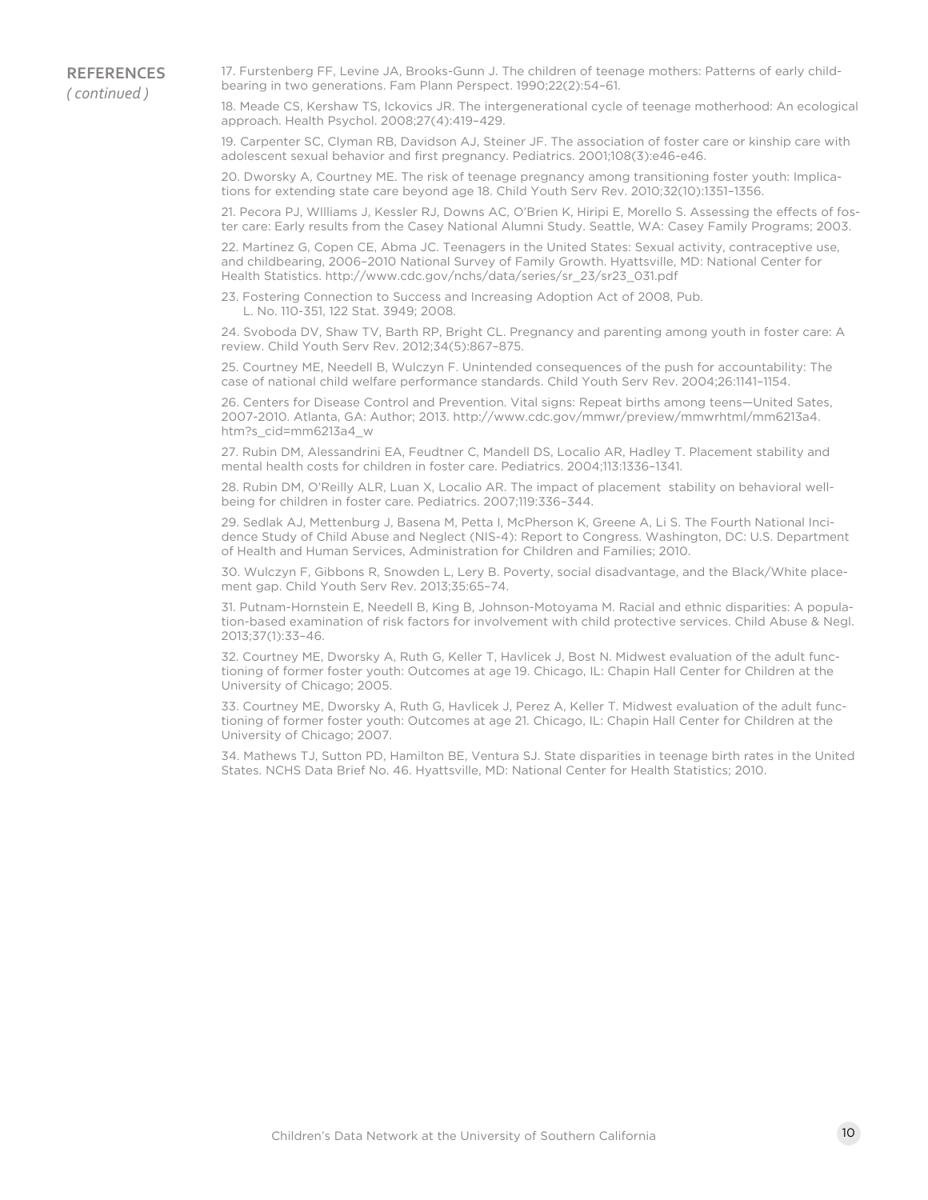## REFERENCES
*( continued )*

17. Furstenberg FF, Levine JA, Brooks-Gunn J. The children of teenage mothers: Patterns of early childbearing in two generations. Fam Plann Perspect. 1990;22(2):54–61.

18. Meade CS, Kershaw TS, Ickovics JR. The intergenerational cycle of teenage motherhood: An ecological approach. Health Psychol. 2008;27(4):419–429.

19. Carpenter SC, Clyman RB, Davidson AJ, Steiner JF. The association of foster care or kinship care with adolescent sexual behavior and first pregnancy. Pediatrics. 2001;108(3):e46-e46.

20. Dworsky A, Courtney ME. The risk of teenage pregnancy among transitioning foster youth: Implications for extending state care beyond age 18. Child Youth Serv Rev. 2010;32(10):1351–1356.

21. Pecora PJ, WIlliams J, Kessler RJ, Downs AC, O'Brien K, Hiripi E, Morello S. Assessing the effects of foster care: Early results from the Casey National Alumni Study. Seattle, WA: Casey Family Programs; 2003.

22. Martinez G, Copen CE, Abma JC. Teenagers in the United States: Sexual activity, contraceptive use, and childbearing, 2006–2010 National Survey of Family Growth. Hyattsville, MD: National Center for Health Statistics. http://www.cdc.gov/nchs/data/series/sr_23/sr23_031.pdf

23. Fostering Connection to Success and Increasing Adoption Act of 2008, Pub. L. No. 110-351, 122 Stat. 3949; 2008.

24. Svoboda DV, Shaw TV, Barth RP, Bright CL. Pregnancy and parenting among youth in foster care: A review. Child Youth Serv Rev. 2012;34(5):867–875.

25. Courtney ME, Needell B, Wulczyn F. Unintended consequences of the push for accountability: The case of national child welfare performance standards. Child Youth Serv Rev. 2004;26:1141–1154.

26. Centers for Disease Control and Prevention. Vital signs: Repeat births among teens—United Sates, 2007-2010. Atlanta, GA: Author; 2013. http://www.cdc.gov/mmwr/preview/mmwrhtml/mm6213a4.htm?s_cid=mm6213a4_w

27. Rubin DM, Alessandrini EA, Feudtner C, Mandell DS, Localio AR, Hadley T. Placement stability and mental health costs for children in foster care. Pediatrics. 2004;113:1336–1341.

28. Rubin DM, O'Reilly ALR, Luan X, Localio AR. The impact of placement stability on behavioral wellbeing for children in foster care. Pediatrics. 2007;119:336–344.

29. Sedlak AJ, Mettenburg J, Basena M, Petta I, McPherson K, Greene A, Li S. The Fourth National Incidence Study of Child Abuse and Neglect (NIS-4): Report to Congress. Washington, DC: U.S. Department of Health and Human Services, Administration for Children and Families; 2010.

30. Wulczyn F, Gibbons R, Snowden L, Lery B. Poverty, social disadvantage, and the Black/White placement gap. Child Youth Serv Rev. 2013;35:65–74.

31. Putnam-Hornstein E, Needell B, King B, Johnson-Motoyama M. Racial and ethnic disparities: A population-based examination of risk factors for involvement with child protective services. Child Abuse & Negl. 2013;37(1):33–46.

32. Courtney ME, Dworsky A, Ruth G, Keller T, Havlicek J, Bost N. Midwest evaluation of the adult functioning of former foster youth: Outcomes at age 19. Chicago, IL: Chapin Hall Center for Children at the University of Chicago; 2005.

33. Courtney ME, Dworsky A, Ruth G, Havlicek J, Perez A, Keller T. Midwest evaluation of the adult functioning of former foster youth: Outcomes at age 21. Chicago, IL: Chapin Hall Center for Children at the University of Chicago; 2007.

34. Mathews TJ, Sutton PD, Hamilton BE, Ventura SJ. State disparities in teenage birth rates in the United States. NCHS Data Brief No. 46. Hyattsville, MD: National Center for Health Statistics; 2010.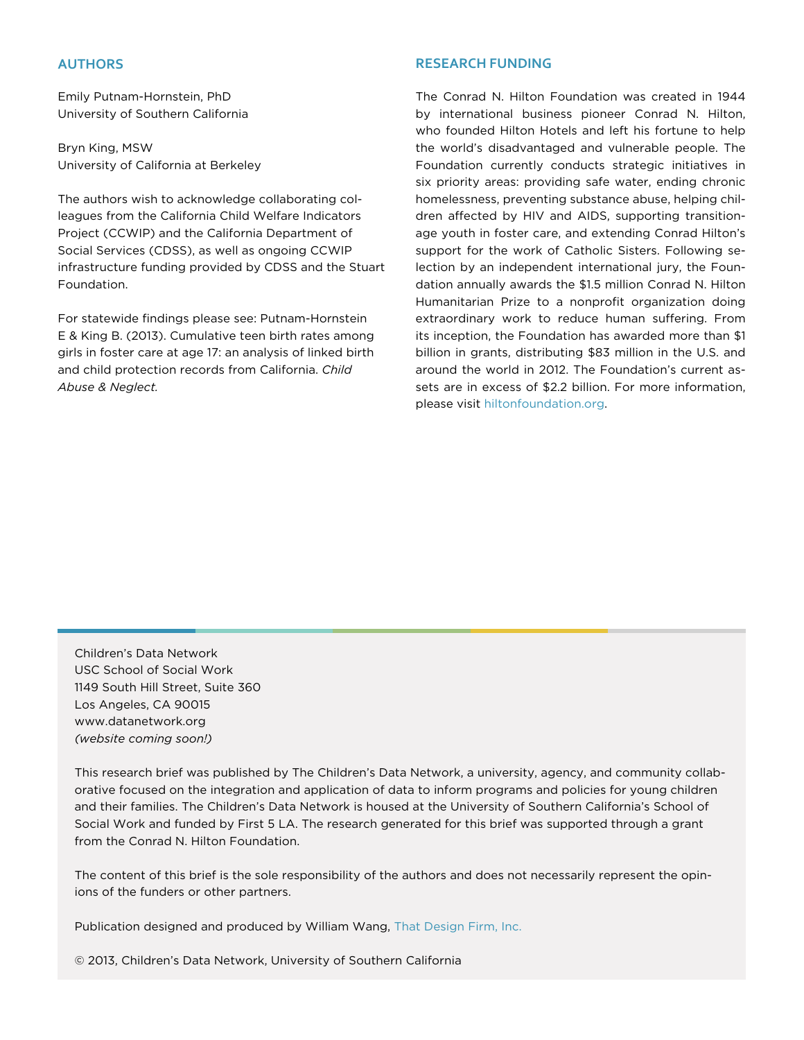## AUTHORS

Emily Putnam-Hornstein, PhD
University of Southern California

Bryn King, MSW
University of California at Berkeley

The authors wish to acknowledge collaborating colleagues from the California Child Welfare Indicators Project (CCWIP) and the California Department of Social Services (CDSS), as well as ongoing CCWIP infrastructure funding provided by CDSS and the Stuart Foundation.

For statewide findings please see: Putnam-Hornstein E & King B. (2013). Cumulative teen birth rates among girls in foster care at age 17: an analysis of linked birth and child protection records from California. *Child Abuse & Neglect.*

## RESEARCH FUNDING

The Conrad N. Hilton Foundation was created in 1944 by international business pioneer Conrad N. Hilton, who founded Hilton Hotels and left his fortune to help the world's disadvantaged and vulnerable people. The Foundation currently conducts strategic initiatives in six priority areas: providing safe water, ending chronic homelessness, preventing substance abuse, helping children affected by HIV and AIDS, supporting transition-age youth in foster care, and extending Conrad Hilton's support for the work of Catholic Sisters. Following selection by an independent international jury, the Foundation annually awards the $1.5 million Conrad N. Hilton Humanitarian Prize to a nonprofit organization doing extraordinary work to reduce human suffering. From its inception, the Foundation has awarded more than $1 billion in grants, distributing $83 million in the U.S. and around the world in 2012. The Foundation's current assets are in excess of $2.2 billion. For more information, please visit hiltonfoundation.org.

Children's Data Network
USC School of Social Work
1149 South Hill Street, Suite 360
Los Angeles, CA 90015
www.datanetwork.org
*(website coming soon!)*

This research brief was published by The Children's Data Network, a university, agency, and community collaborative focused on the integration and application of data to inform programs and policies for young children and their families. The Children's Data Network is housed at the University of Southern California's School of Social Work and funded by First 5 LA. The research generated for this brief was supported through a grant from the Conrad N. Hilton Foundation.

The content of this brief is the sole responsibility of the authors and does not necessarily represent the opinions of the funders or other partners.

Publication designed and produced by William Wang, That Design Firm, Inc.

© 2013, Children's Data Network, University of Southern California